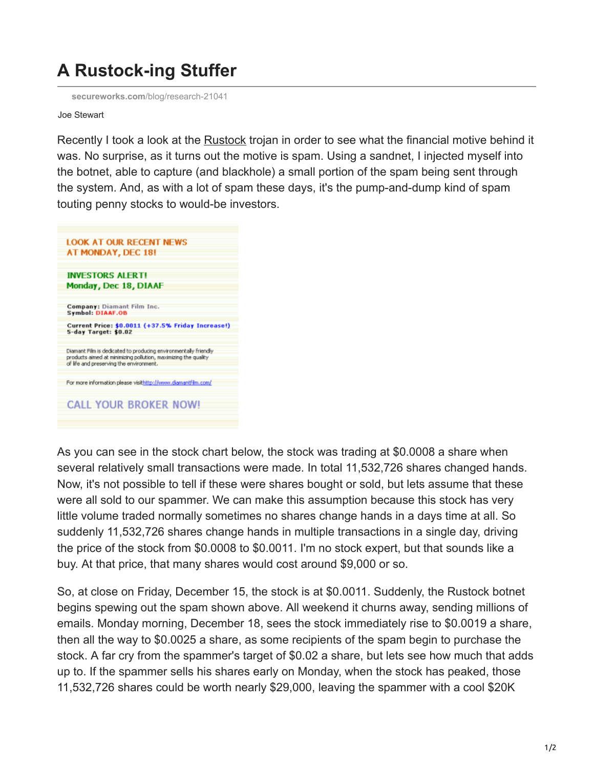# A Rustock-ing Stuffer

secureworks.com/blog/research-21041

Joe Stewart

Recently I took a look at the Rustock trojan in order to see what the financial motive behind it was. No surprise, as it turns out the motive is spam. Using a sandnet, I injected myself into the botnet, able to capture (and blackhole) a small portion of the spam being sent through the system. And, as with a lot of spam these days, it's the pump-and-dump kind of spam touting penny stocks to would-be investors.

LOOK AT OUR RECENT NEWS
AT MONDAY, DEC 18!

INVESTORS ALERT!
Monday, Dec 18, DIAAF

**Company:** Diamant Film Inc.
**Symbol:** DIAAF.OB

**Current Price:** $0.0011 (+37.5% Friday Increase!)
**5-day Target:** $0.02

Diamant Film is dedicated to producing environmentally friendly products aimed at minimizing pollution, maximizing the quality of life and preserving the environment.

For more information please visithttp://www.diamantfilm.com/

CALL YOUR BROKER NOW!

As you can see in the stock chart below, the stock was trading at $0.0008 a share when several relatively small transactions were made. In total 11,532,726 shares changed hands. Now, it's not possible to tell if these were shares bought or sold, but lets assume that these were all sold to our spammer. We can make this assumption because this stock has very little volume traded normally sometimes no shares change hands in a days time at all. So suddenly 11,532,726 shares change hands in multiple transactions in a single day, driving the price of the stock from $0.0008 to $0.0011. I'm no stock expert, but that sounds like a buy. At that price, that many shares would cost around $9,000 or so.

So, at close on Friday, December 15, the stock is at $0.0011. Suddenly, the Rustock botnet begins spewing out the spam shown above. All weekend it churns away, sending millions of emails. Monday morning, December 18, sees the stock immediately rise to $0.0019 a share, then all the way to $0.0025 a share, as some recipients of the spam begin to purchase the stock. A far cry from the spammer's target of $0.02 a share, but lets see how much that adds up to. If the spammer sells his shares early on Monday, when the stock has peaked, those 11,532,726 shares could be worth nearly $29,000, leaving the spammer with a cool $20K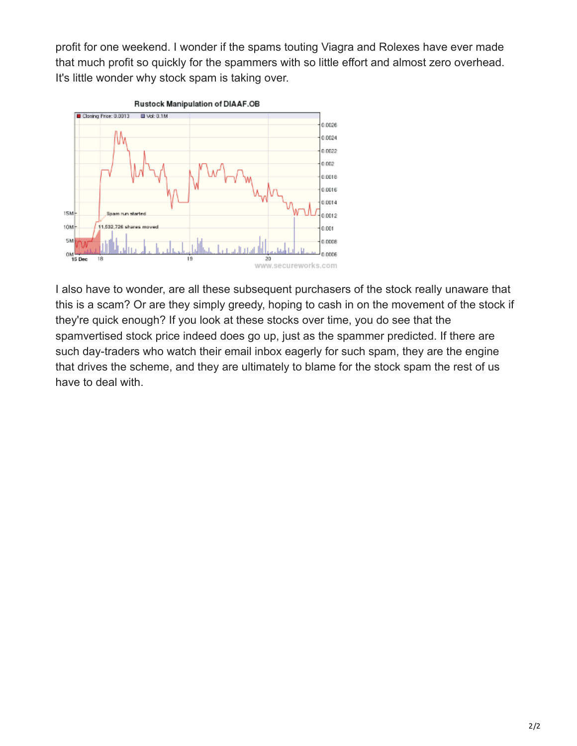profit for one weekend. I wonder if the spams touting Viagra and Rolexes have ever made that much profit so quickly for the spammers with so little effort and almost zero overhead. It's little wonder why stock spam is taking over.

Rustock Manipulation of DIAAF.OB

Closing Price: 0.0013
Vol: 0.1M

0.0026
0.0024
0.0022
0.002
0.0018
0.0016
0.0014
0.0012
0.001
0.0008
0.0006

15M
10M
5M
0M

Spam run started
11,532,726 shares moved

15 Dec
18
19
20

www.secureworks.com

I also have to wonder, are all these subsequent purchasers of the stock really unaware that this is a scam? Or are they simply greedy, hoping to cash in on the movement of the stock if they're quick enough? If you look at these stocks over time, you do see that the spamvertised stock price indeed does go up, just as the spammer predicted. If there are such day-traders who watch their email inbox eagerly for such spam, they are the engine that drives the scheme, and they are ultimately to blame for the stock spam the rest of us have to deal with.